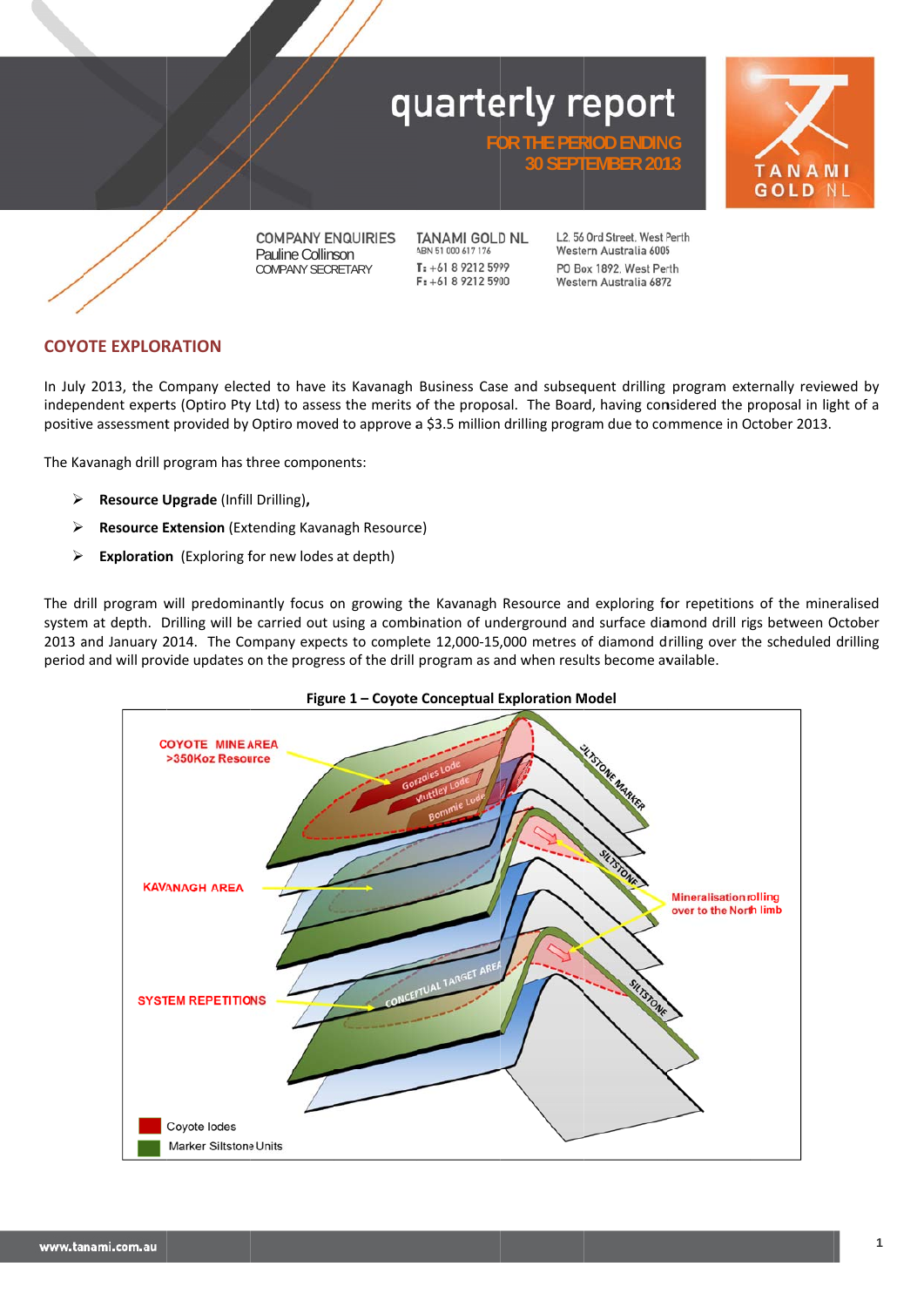# quarterly report

FOR THE PERIOD ENDING
30 SEPTEMBER 2013

TANAMI GOLD NL

COMPANY ENQUIRIES
Pauline Collinson
COMPANY SECRETARY

TANAMI GOLD NL
ABN 51 000 617 176
T: +61 8 9212 5999
F: +61 8 9212 5900

L2, 56 Ord Street, West Perth
Western Australia 6005
PO Box 1892, West Perth
Western Australia 6872

## COYOTE EXPLORATION

In July 2013, the Company elected to have its Kavanagh Business Case and subsequent drilling program externally reviewed by independent experts (Optiro Pty Ltd) to assess the merits of the proposal. The Board, having considered the proposal in light of a positive assessment provided by Optiro moved to approve a $3.5 million drilling program due to commence in October 2013.

The Kavanagh drill program has three components:

- **Resource Upgrade** (Infill Drilling)**,**
- **Resource Extension** (Extending Kavanagh Resource)
- **Exploration** (Exploring for new lodes at depth)

The drill program will predominantly focus on growing the Kavanagh Resource and exploring for repetitions of the mineralised system at depth. Drilling will be carried out using a combination of underground and surface diamond drill rigs between October 2013 and January 2014. The Company expects to complete 12,000-15,000 metres of diamond drilling over the scheduled drilling period and will provide updates on the progress of the drill program as and when results become available.

**Figure 1 – Coyote Conceptual Exploration Model**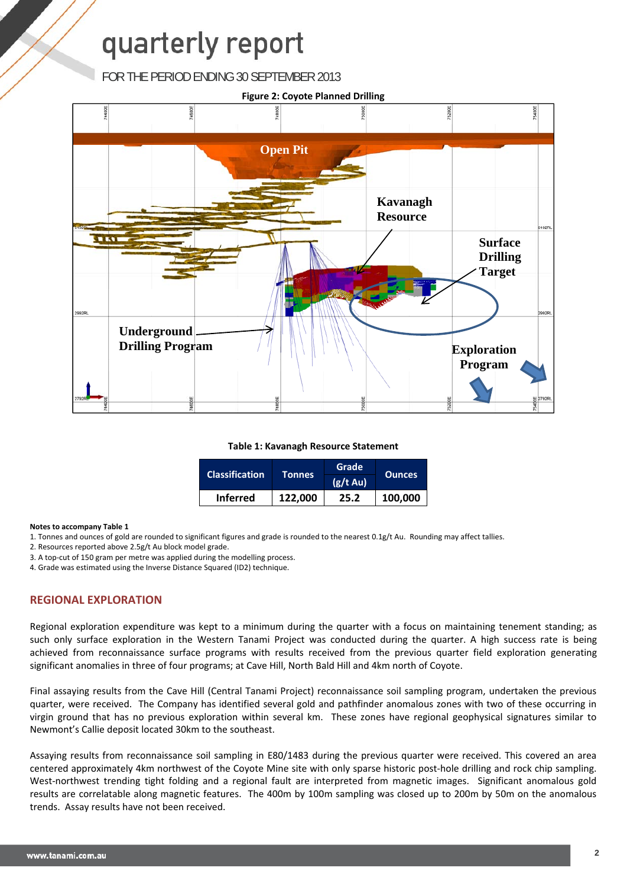**Figure 2: Coyote Planned Drilling**

**Table 1: Kavanagh Resource Statement**

| Classification | Tonnes | Grade (g/t Au) | Ounces |
|---|---|---|---|
| Inferred | 122,000 | 25.2 | 100,000 |

**Notes to accompany Table 1**

1. Tonnes and ounces of gold are rounded to significant figures and grade is rounded to the nearest 0.1g/t Au. Rounding may affect tallies.
2. Resources reported above 2.5g/t Au block model grade.
3. A top-cut of 150 gram per metre was applied during the modelling process.
4. Grade was estimated using the Inverse Distance Squared (ID2) technique.

## REGIONAL EXPLORATION

Regional exploration expenditure was kept to a minimum during the quarter with a focus on maintaining tenement standing; as such only surface exploration in the Western Tanami Project was conducted during the quarter. A high success rate is being achieved from reconnaissance surface programs with results received from the previous quarter field exploration generating significant anomalies in three of four programs; at Cave Hill, North Bald Hill and 4km north of Coyote.

Final assaying results from the Cave Hill (Central Tanami Project) reconnaissance soil sampling program, undertaken the previous quarter, were received. The Company has identified several gold and pathfinder anomalous zones with two of these occurring in virgin ground that has no previous exploration within several km. These zones have regional geophysical signatures similar to Newmont's Callie deposit located 30km to the southeast.

Assaying results from reconnaissance soil sampling in E80/1483 during the previous quarter were received. This covered an area centered approximately 4km northwest of the Coyote Mine site with only sparse historic post-hole drilling and rock chip sampling. West-northwest trending tight folding and a regional fault are interpreted from magnetic images. Significant anomalous gold results are correlatable along magnetic features. The 400m by 100m sampling was closed up to 200m by 50m on the anomalous trends. Assay results have not been received.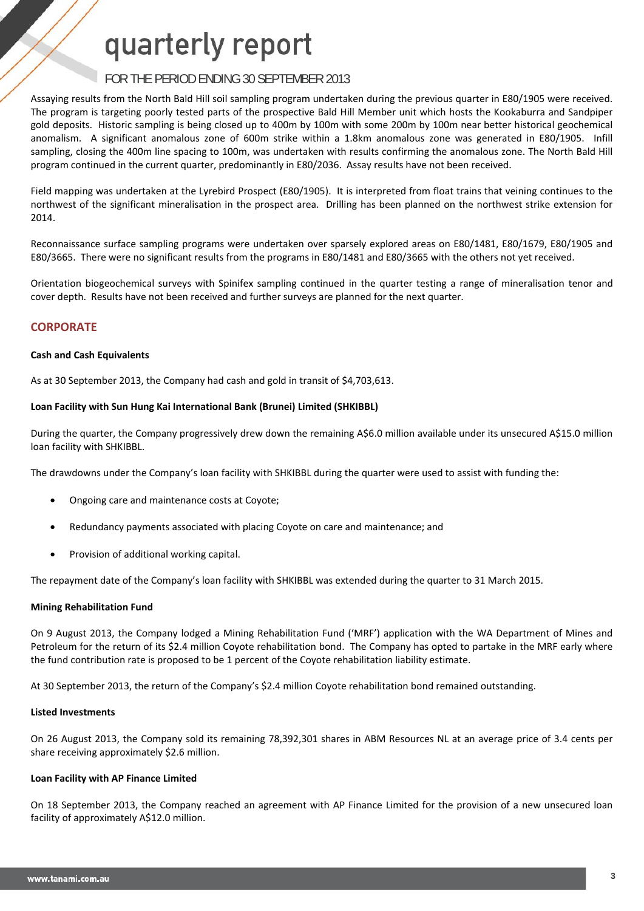Assaying results from the North Bald Hill soil sampling program undertaken during the previous quarter in E80/1905 were received. The program is targeting poorly tested parts of the prospective Bald Hill Member unit which hosts the Kookaburra and Sandpiper gold deposits. Historic sampling is being closed up to 400m by 100m with some 200m by 100m near better historical geochemical anomalism. A significant anomalous zone of 600m strike within a 1.8km anomalous zone was generated in E80/1905. Infill sampling, closing the 400m line spacing to 100m, was undertaken with results confirming the anomalous zone. The North Bald Hill program continued in the current quarter, predominantly in E80/2036. Assay results have not been received.

Field mapping was undertaken at the Lyrebird Prospect (E80/1905). It is interpreted from float trains that veining continues to the northwest of the significant mineralisation in the prospect area. Drilling has been planned on the northwest strike extension for 2014.

Reconnaissance surface sampling programs were undertaken over sparsely explored areas on E80/1481, E80/1679, E80/1905 and E80/3665. There were no significant results from the programs in E80/1481 and E80/3665 with the others not yet received.

Orientation biogeochemical surveys with Spinifex sampling continued in the quarter testing a range of mineralisation tenor and cover depth. Results have not been received and further surveys are planned for the next quarter.

## CORPORATE

**Cash and Cash Equivalents**

As at 30 September 2013, the Company had cash and gold in transit of $4,703,613.

**Loan Facility with Sun Hung Kai International Bank (Brunei) Limited (SHKIBBL)**

During the quarter, the Company progressively drew down the remaining A$6.0 million available under its unsecured A$15.0 million loan facility with SHKIBBL.

The drawdowns under the Company's loan facility with SHKIBBL during the quarter were used to assist with funding the:

- Ongoing care and maintenance costs at Coyote;
- Redundancy payments associated with placing Coyote on care and maintenance; and
- Provision of additional working capital.

The repayment date of the Company's loan facility with SHKIBBL was extended during the quarter to 31 March 2015.

**Mining Rehabilitation Fund**

On 9 August 2013, the Company lodged a Mining Rehabilitation Fund ('MRF') application with the WA Department of Mines and Petroleum for the return of its $2.4 million Coyote rehabilitation bond. The Company has opted to partake in the MRF early where the fund contribution rate is proposed to be 1 percent of the Coyote rehabilitation liability estimate.

At 30 September 2013, the return of the Company's $2.4 million Coyote rehabilitation bond remained outstanding.

**Listed Investments**

On 26 August 2013, the Company sold its remaining 78,392,301 shares in ABM Resources NL at an average price of 3.4 cents per share receiving approximately $2.6 million.

**Loan Facility with AP Finance Limited**

On 18 September 2013, the Company reached an agreement with AP Finance Limited for the provision of a new unsecured loan facility of approximately A$12.0 million.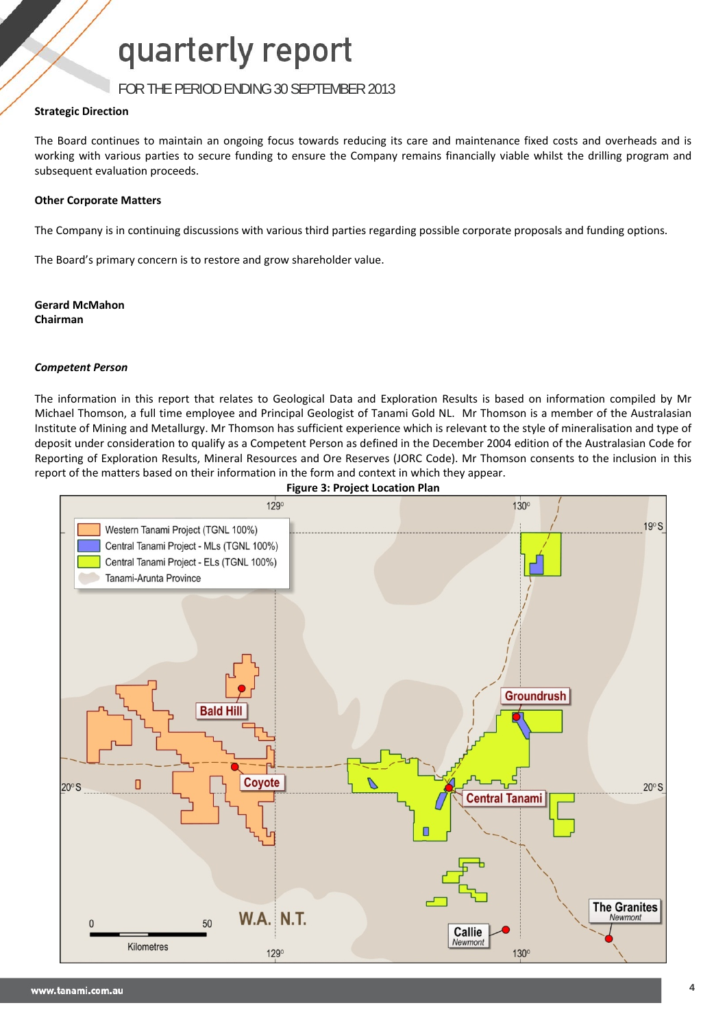### Strategic Direction

The Board continues to maintain an ongoing focus towards reducing its care and maintenance fixed costs and overheads and is working with various parties to secure funding to ensure the Company remains financially viable whilst the drilling program and subsequent evaluation proceeds.

### Other Corporate Matters

The Company is in continuing discussions with various third parties regarding possible corporate proposals and funding options.

The Board's primary concern is to restore and grow shareholder value.

**Gerard McMahon**
**Chairman**

### *Competent Person*

The information in this report that relates to Geological Data and Exploration Results is based on information compiled by Mr Michael Thomson, a full time employee and Principal Geologist of Tanami Gold NL. Mr Thomson is a member of the Australasian Institute of Mining and Metallurgy. Mr Thomson has sufficient experience which is relevant to the style of mineralisation and type of deposit under consideration to qualify as a Competent Person as defined in the December 2004 edition of the Australasian Code for Reporting of Exploration Results, Mineral Resources and Ore Reserves (JORC Code). Mr Thomson consents to the inclusion in this report of the matters based on their information in the form and context in which they appear.

**Figure 3: Project Location Plan**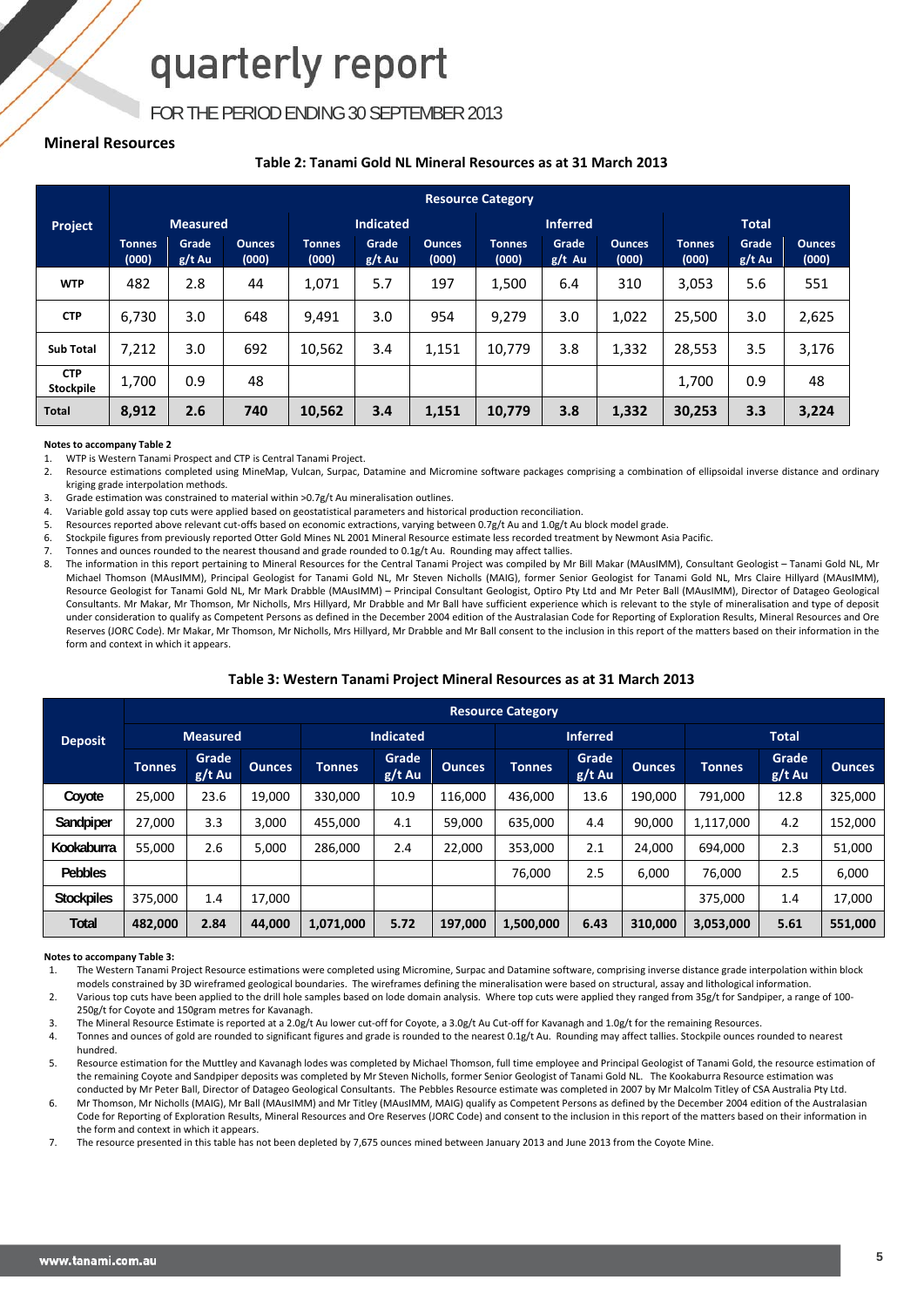## Mineral Resources

**Table 2: Tanami Gold NL Mineral Resources as at 31 March 2013**

| Project | Measured | | | Indicated | | | Inferred | | | Total | | |
|---|---|---|---|---|---|---|---|---|---|---|---|---|
| | Tonnes (000) | Grade g/t Au | Ounces (000) | Tonnes (000) | Grade g/t Au | Ounces (000) | Tonnes (000) | Grade g/t Au | Ounces (000) | Tonnes (000) | Grade g/t Au | Ounces (000) |
| **WTP** | 482 | 2.8 | 44 | 1,071 | 5.7 | 197 | 1,500 | 6.4 | 310 | 3,053 | 5.6 | 551 |
| **CTP** | 6,730 | 3.0 | 648 | 9,491 | 3.0 | 954 | 9,279 | 3.0 | 1,022 | 25,500 | 3.0 | 2,625 |
| **Sub Total** | 7,212 | 3.0 | 692 | 10,562 | 3.4 | 1,151 | 10,779 | 3.8 | 1,332 | 28,553 | 3.5 | 3,176 |
| **CTP Stockpile** | 1,700 | 0.9 | 48 | | | | | | | 1,700 | 0.9 | 48 |
| **Total** | **8,912** | **2.6** | **740** | **10,562** | **3.4** | **1,151** | **10,779** | **3.8** | **1,332** | **30,253** | **3.3** | **3,224** |

**Notes to accompany Table 2**

1. WTP is Western Tanami Prospect and CTP is Central Tanami Project.
2. Resource estimations completed using MineMap, Vulcan, Surpac, Datamine and Micromine software packages comprising a combination of ellipsoidal inverse distance and ordinary kriging grade interpolation methods.
3. Grade estimation was constrained to material within >0.7g/t Au mineralisation outlines.
4. Variable gold assay top cuts were applied based on geostatistical parameters and historical production reconciliation.
5. Resources reported above relevant cut-offs based on economic extractions, varying between 0.7g/t Au and 1.0g/t Au block model grade.
6. Stockpile figures from previously reported Otter Gold Mines NL 2001 Mineral Resource estimate less recorded treatment by Newmont Asia Pacific.
7. Tonnes and ounces rounded to the nearest thousand and grade rounded to 0.1g/t Au. Rounding may affect tallies.
8. The information in this report pertaining to Mineral Resources for the Central Tanami Project was compiled by Mr Bill Makar (MAusIMM), Consultant Geologist – Tanami Gold NL, Mr Michael Thomson (MAusIMM), Principal Geologist for Tanami Gold NL, Mr Steven Nicholls (MAIG), former Senior Geologist for Tanami Gold NL, Mrs Claire Hillyard (MAusIMM), Resource Geologist for Tanami Gold NL, Mr Mark Drabble (MAusIMM) – Principal Consultant Geologist, Optiro Pty Ltd and Mr Peter Ball (MAusIMM), Director of Datageo Geological Consultants. Mr Makar, Mr Thomson, Mr Nicholls, Mrs Hillyard, Mr Drabble and Mr Ball have sufficient experience which is relevant to the style of mineralisation and type of deposit under consideration to qualify as Competent Persons as defined in the December 2004 edition of the Australasian Code for Reporting of Exploration Results, Mineral Resources and Ore Reserves (JORC Code). Mr Makar, Mr Thomson, Mr Nicholls, Mrs Hillyard, Mr Drabble and Mr Ball consent to the inclusion in this report of the matters based on their information in the form and context in which it appears.

**Table 3: Western Tanami Project Mineral Resources as at 31 March 2013**

| Deposit | Measured | | | Indicated | | | Inferred | | | Total | | |
|---|---|---|---|---|---|---|---|---|---|---|---|---|
| | Tonnes | Grade g/t Au | Ounces | Tonnes | Grade g/t Au | Ounces | Tonnes | Grade g/t Au | Ounces | Tonnes | Grade g/t Au | Ounces |
| **Coyote** | 25,000 | 23.6 | 19,000 | 330,000 | 10.9 | 116,000 | 436,000 | 13.6 | 190,000 | 791,000 | 12.8 | 325,000 |
| **Sandpiper** | 27,000 | 3.3 | 3,000 | 455,000 | 4.1 | 59,000 | 635,000 | 4.4 | 90,000 | 1,117,000 | 4.2 | 152,000 |
| **Kookaburra** | 55,000 | 2.6 | 5,000 | 286,000 | 2.4 | 22,000 | 353,000 | 2.1 | 24,000 | 694,000 | 2.3 | 51,000 |
| **Pebbles** | | | | | | | 76,000 | 2.5 | 6,000 | 76,000 | 2.5 | 6,000 |
| **Stockpiles** | 375,000 | 1.4 | 17,000 | | | | | | | 375,000 | 1.4 | 17,000 |
| **Total** | **482,000** | **2.84** | **44,000** | **1,071,000** | **5.72** | **197,000** | **1,500,000** | **6.43** | **310,000** | **3,053,000** | **5.61** | **551,000** |

**Notes to accompany Table 3:**

1. The Western Tanami Project Resource estimations were completed using Micromine, Surpac and Datamine software, comprising inverse distance grade interpolation within block models constrained by 3D wireframed geological boundaries. The wireframes defining the mineralisation were based on structural, assay and lithological information.
2. Various top cuts have been applied to the drill hole samples based on lode domain analysis. Where top cuts were applied they ranged from 35g/t for Sandpiper, a range of 100-250g/t for Coyote and 150gram metres for Kavanagh.
3. The Mineral Resource Estimate is reported at a 2.0g/t Au lower cut-off for Coyote, a 3.0g/t Au Cut-off for Kavanagh and 1.0g/t for the remaining Resources.
4. Tonnes and ounces of gold are rounded to significant figures and grade is rounded to the nearest 0.1g/t Au. Rounding may affect tallies. Stockpile ounces rounded to nearest hundred.
5. Resource estimation for the Muttley and Kavanagh lodes was completed by Michael Thomson, full time employee and Principal Geologist of Tanami Gold, the resource estimation of the remaining Coyote and Sandpiper deposits was completed by Mr Steven Nicholls, former Senior Geologist of Tanami Gold NL. The Kookaburra Resource estimation was conducted by Mr Peter Ball, Director of Datageo Geological Consultants. The Pebbles Resource estimate was completed in 2007 by Mr Malcolm Titley of CSA Australia Pty Ltd.
6. Mr Thomson, Mr Nicholls (MAIG), Mr Ball (MAusIMM) and Mr Titley (MAusIMM, MAIG) qualify as Competent Persons as defined by the December 2004 edition of the Australasian Code for Reporting of Exploration Results, Mineral Resources and Ore Reserves (JORC Code) and consent to the inclusion in this report of the matters based on their information in the form and context in which it appears.
7. The resource presented in this table has not been depleted by 7,675 ounces mined between January 2013 and June 2013 from the Coyote Mine.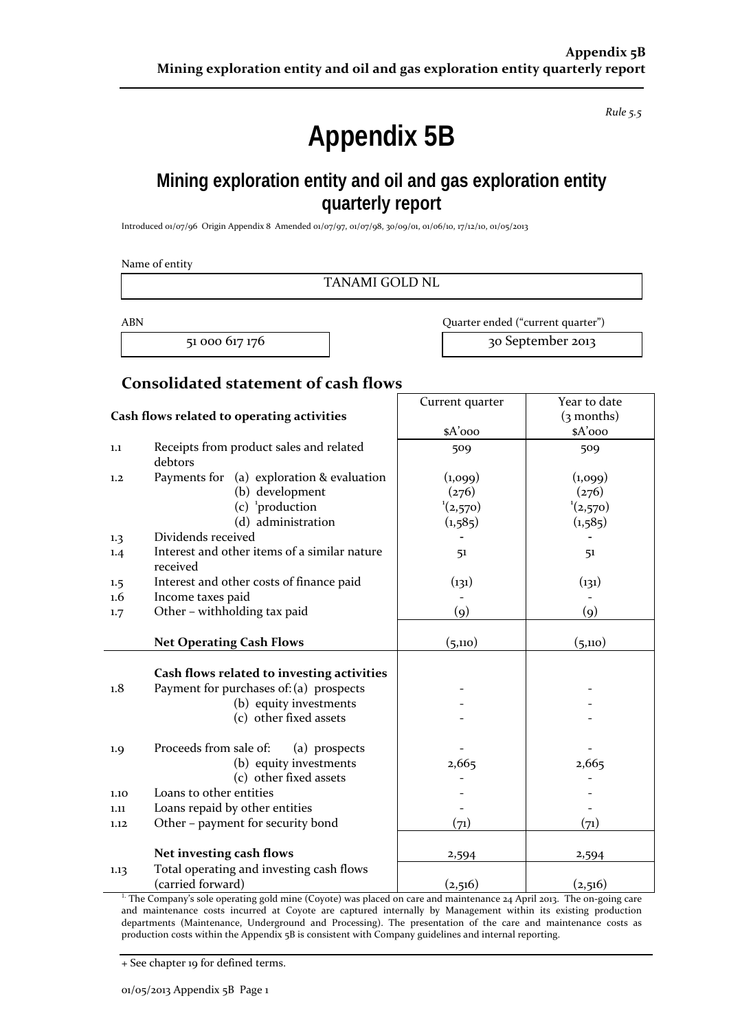*Rule 5.5*

# Appendix 5B

## Mining exploration entity and oil and gas exploration entity quarterly report

Introduced 01/07/96 Origin Appendix 8 Amended 01/07/97, 01/07/98, 30/09/01, 01/06/10, 17/12/10, 01/05/2013

Name of entity

| TANAMI GOLD NL |
|---|

| ABN | Quarter ended ("current quarter") |
|---|---|
| 51 000 617 176 | 30 September 2013 |

## Consolidated statement of cash flows

| | Cash flows related to operating activities | Current quarter $A'000 | Year to date (3 months) $A'000 |
|---|---|---|---|
| 1.1 | Receipts from product sales and related debtors | 509 | 509 |
| 1.2 | Payments for (a) exploration & evaluation | (1,099) | (1,099) |
| | (b) development | (276) | (276) |
| | (c) [1]production | [1](2,570) | [1](2,570) |
| | (d) administration | (1,585) | (1,585) |
| 1.3 | Dividends received | - | - |
| 1.4 | Interest and other items of a similar nature received | 51 | 51 |
| 1.5 | Interest and other costs of finance paid | (131) | (131) |
| 1.6 | Income taxes paid | - | - |
| 1.7 | Other – withholding tax paid | (9) | (9) |
| | **Net Operating Cash Flows** | (5,110) | (5,110) |
| | **Cash flows related to investing activities** | | |
| 1.8 | Payment for purchases of: (a) prospects | - | - |
| | (b) equity investments | - | - |
| | (c) other fixed assets | - | - |
| 1.9 | Proceeds from sale of: (a) prospects | - | - |
| | (b) equity investments | 2,665 | 2,665 |
| | (c) other fixed assets | - | - |
| 1.10 | Loans to other entities | - | - |
| 1.11 | Loans repaid by other entities | - | - |
| 1.12 | Other – payment for security bond | (71) | (71) |
| | **Net investing cash flows** | 2,594 | 2,594 |
| 1.13 | Total operating and investing cash flows (carried forward) | (2,516) | (2,516) |

[1] The Company's sole operating gold mine (Coyote) was placed on care and maintenance 24 April 2013. The on-going care and maintenance costs incurred at Coyote are captured internally by Management within its existing production departments (Maintenance, Underground and Processing). The presentation of the care and maintenance costs as production costs within the Appendix 5B is consistent with Company guidelines and internal reporting.

+ See chapter 19 for defined terms.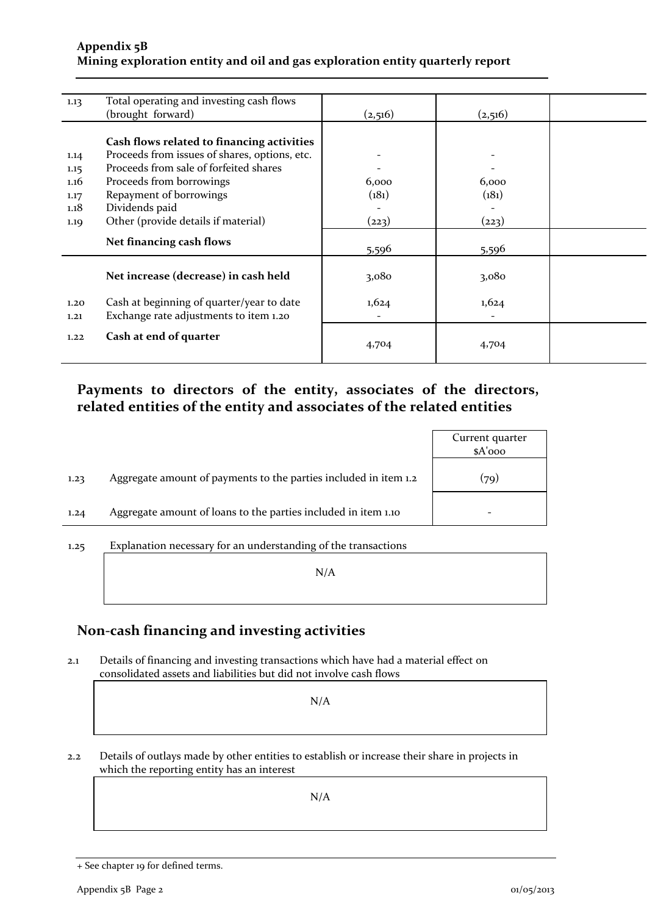| | | | | |
|---|---|---|---|---|
| 1.13 | Total operating and investing cash flows (brought forward) | (2,516) | (2,516) | |
| | **Cash flows related to financing activities** | | | |
| 1.14 | Proceeds from issues of shares, options, etc. | - | - | |
| 1.15 | Proceeds from sale of forfeited shares | - | - | |
| 1.16 | Proceeds from borrowings | 6,000 | 6,000 | |
| 1.17 | Repayment of borrowings | (181) | (181) | |
| 1.18 | Dividends paid | - | - | |
| 1.19 | Other (provide details if material) | (223) | (223) | |
| | **Net financing cash flows** | 5,596 | 5,596 | |
| | **Net increase (decrease) in cash held** | 3,080 | 3,080 | |
| 1.20 | Cash at beginning of quarter/year to date | 1,624 | 1,624 | |
| 1.21 | Exchange rate adjustments to item 1.20 | - | - | |
| 1.22 | **Cash at end of quarter** | 4,704 | 4,704 | |

## Payments to directors of the entity, associates of the directors, related entities of the entity and associates of the related entities

| | | Current quarter $A'000 |
|---|---|---|
| 1.23 | Aggregate amount of payments to the parties included in item 1.2 | (79) |
| 1.24 | Aggregate amount of loans to the parties included in item 1.10 | - |

1.25 Explanation necessary for an understanding of the transactions

N/A

## Non-cash financing and investing activities

2.1 Details of financing and investing transactions which have had a material effect on consolidated assets and liabilities but did not involve cash flows

N/A

2.2 Details of outlays made by other entities to establish or increase their share in projects in which the reporting entity has an interest

N/A

+ See chapter 19 for defined terms.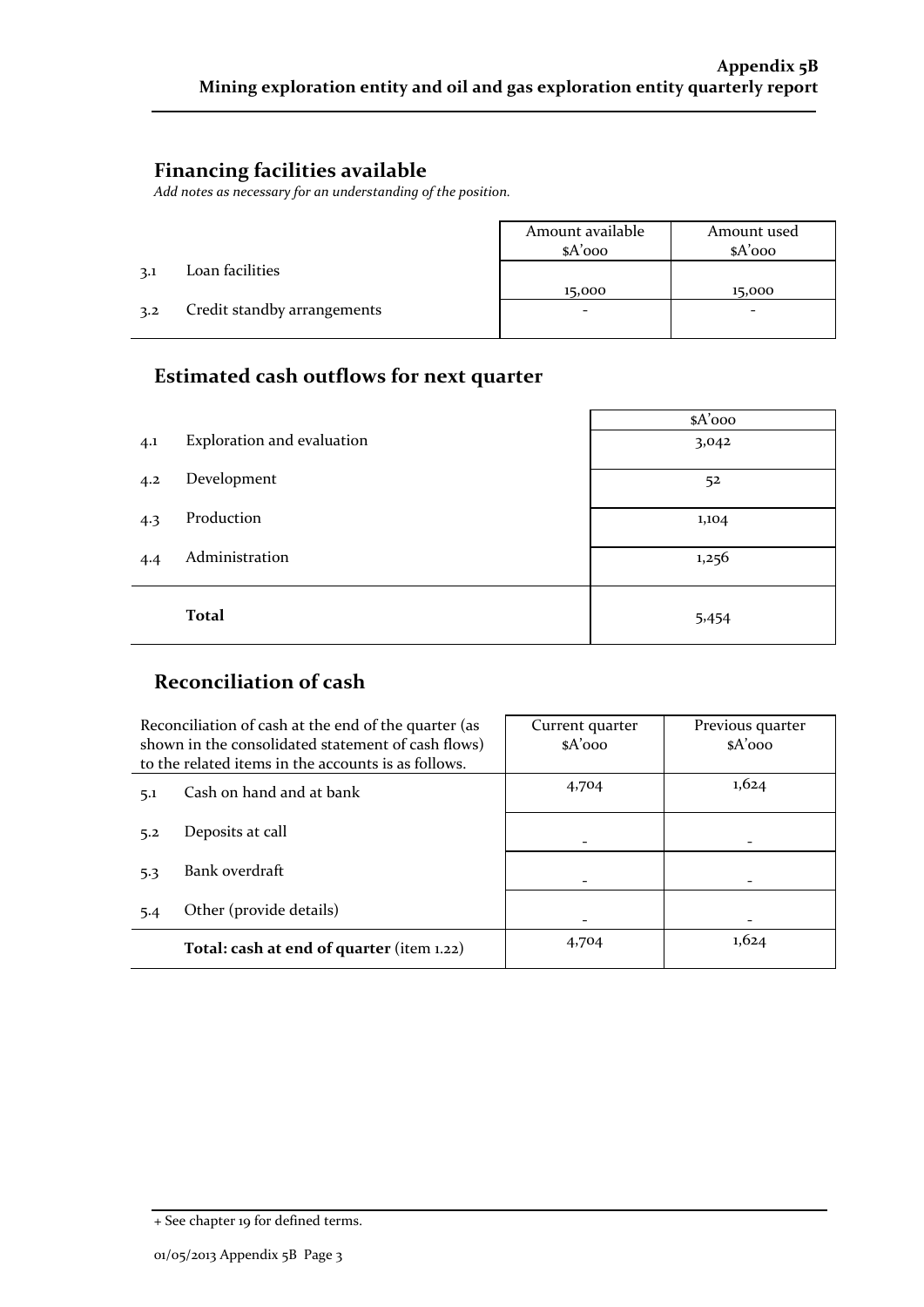## Financing facilities available

*Add notes as necessary for an understanding of the position.*

| | | Amount available $A'000 | Amount used $A'000 |
|---|---|---|---|
| 3.1 | Loan facilities | 15,000 | 15,000 |
| 3.2 | Credit standby arrangements | - | - |

## Estimated cash outflows for next quarter

| | | $A'000 |
|---|---|---|
| 4.1 | Exploration and evaluation | 3,042 |
| 4.2 | Development | 52 |
| 4.3 | Production | 1,104 |
| 4.4 | Administration | 1,256 |
| | **Total** | 5,454 |

## Reconciliation of cash

| Reconciliation of cash at the end of the quarter (as shown in the consolidated statement of cash flows) to the related items in the accounts is as follows. | | Current quarter $A'000 | Previous quarter $A'000 |
|---|---|---|---|
| 5.1 | Cash on hand and at bank | 4,704 | 1,624 |
| 5.2 | Deposits at call | - | - |
| 5.3 | Bank overdraft | - | - |
| 5.4 | Other (provide details) | - | - |
| | **Total: cash at end of quarter** (item 1.22) | 4,704 | 1,624 |

+ See chapter 19 for defined terms.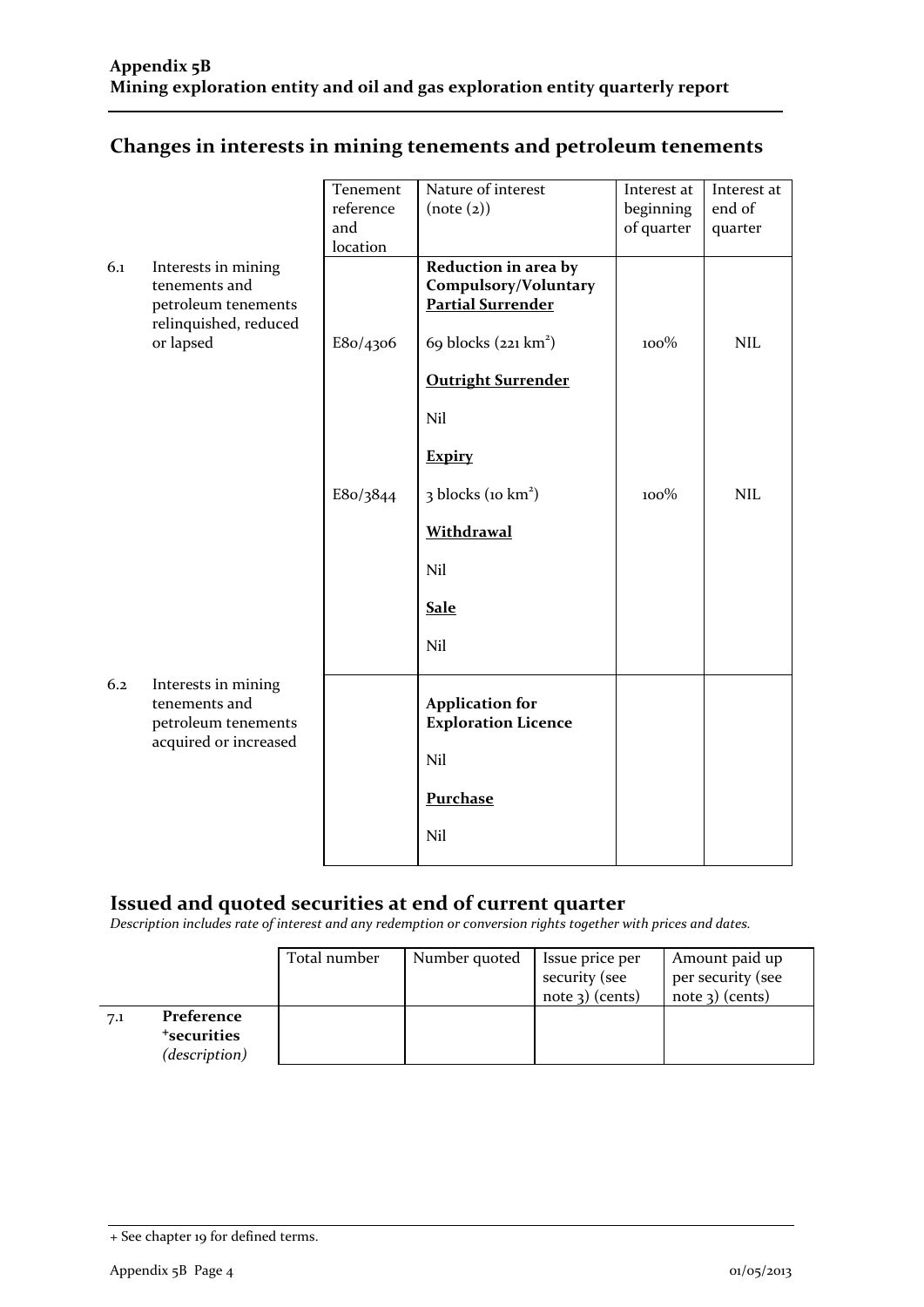## Changes in interests in mining tenements and petroleum tenements

| | | Tenement reference and location | Nature of interest (note (2)) | Interest at beginning of quarter | Interest at end of quarter |
|---|---|---|---|---|---|
| 6.1 | Interests in mining tenements and petroleum tenements relinquished, reduced or lapsed | | **Reduction in area by Compulsory/Voluntary Partial Surrender** | | |
| | | E80/4306 | 69 blocks (221 km²) | 100% | NIL |
| | | | **Outright Surrender** | | |
| | | | Nil | | |
| | | | **Expiry** | | |
| | | E80/3844 | 3 blocks (10 km²) | 100% | NIL |
| | | | **Withdrawal** | | |
| | | | Nil | | |
| | | | **Sale** | | |
| | | | Nil | | |
| 6.2 | Interests in mining tenements and petroleum tenements acquired or increased | | **Application for Exploration Licence** | | |
| | | | Nil | | |
| | | | **Purchase** | | |
| | | | Nil | | |

## Issued and quoted securities at end of current quarter

*Description includes rate of interest and any redemption or conversion rights together with prices and dates.*

| | | Total number | Number quoted | Issue price per security (see note 3) (cents) | Amount paid up per security (see note 3) (cents) |
|---|---|---|---|---|---|
| 7.1 | **Preference +securities** *(description)* | | | | |

+ See chapter 19 for defined terms.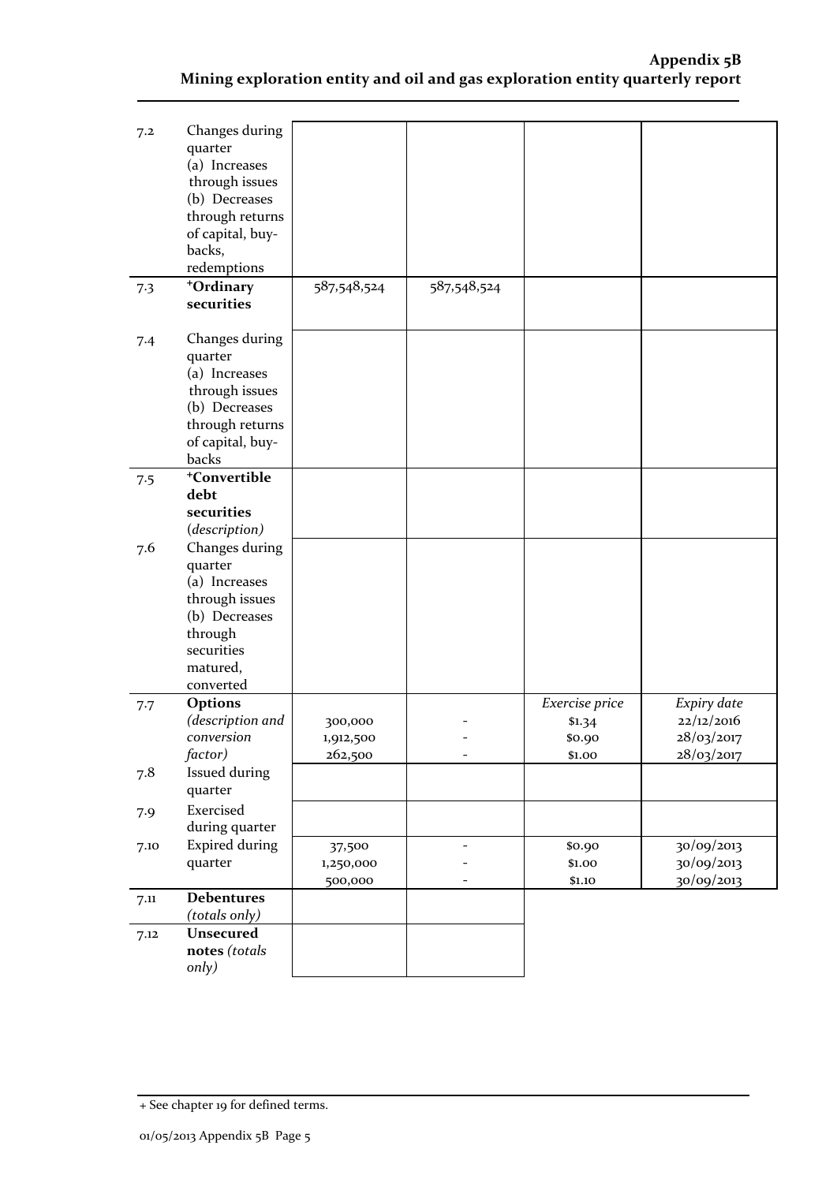| | | | | | |
|---|---|---|---|---|---|
| 7.2 | Changes during quarter (a) Increases through issues (b) Decreases through returns of capital, buy-backs, redemptions | | | | |
| 7.3 | +**Ordinary securities** | 587,548,524 | 587,548,524 | | |
| 7.4 | Changes during quarter (a) Increases through issues (b) Decreases through returns of capital, buy-backs | | | | |
| 7.5 | +**Convertible debt securities** *(description)* | | | | |
| 7.6 | Changes during quarter (a) Increases through issues (b) Decreases through securities matured, converted | | | | |
| 7.7 | **Options** *(description and conversion factor)* | 300,000<br>1,912,500<br>262,500 | -<br>-<br>- | *Exercise price*<br>$1.34<br>$0.90<br>$1.00 | *Expiry date*<br>22/12/2016<br>28/03/2017<br>28/03/2017 |
| 7.8 | Issued during quarter | | | | |
| 7.9 | Exercised during quarter | | | | |
| 7.10 | Expired during quarter | 37,500<br>1,250,000<br>500,000 | -<br>-<br>- | $0.90<br>$1.00<br>$1.10 | 30/09/2013<br>30/09/2013<br>30/09/2013 |
| 7.11 | **Debentures** *(totals only)* | | | | |
| 7.12 | **Unsecured notes** *(totals only)* | | | | |

+ See chapter 19 for defined terms.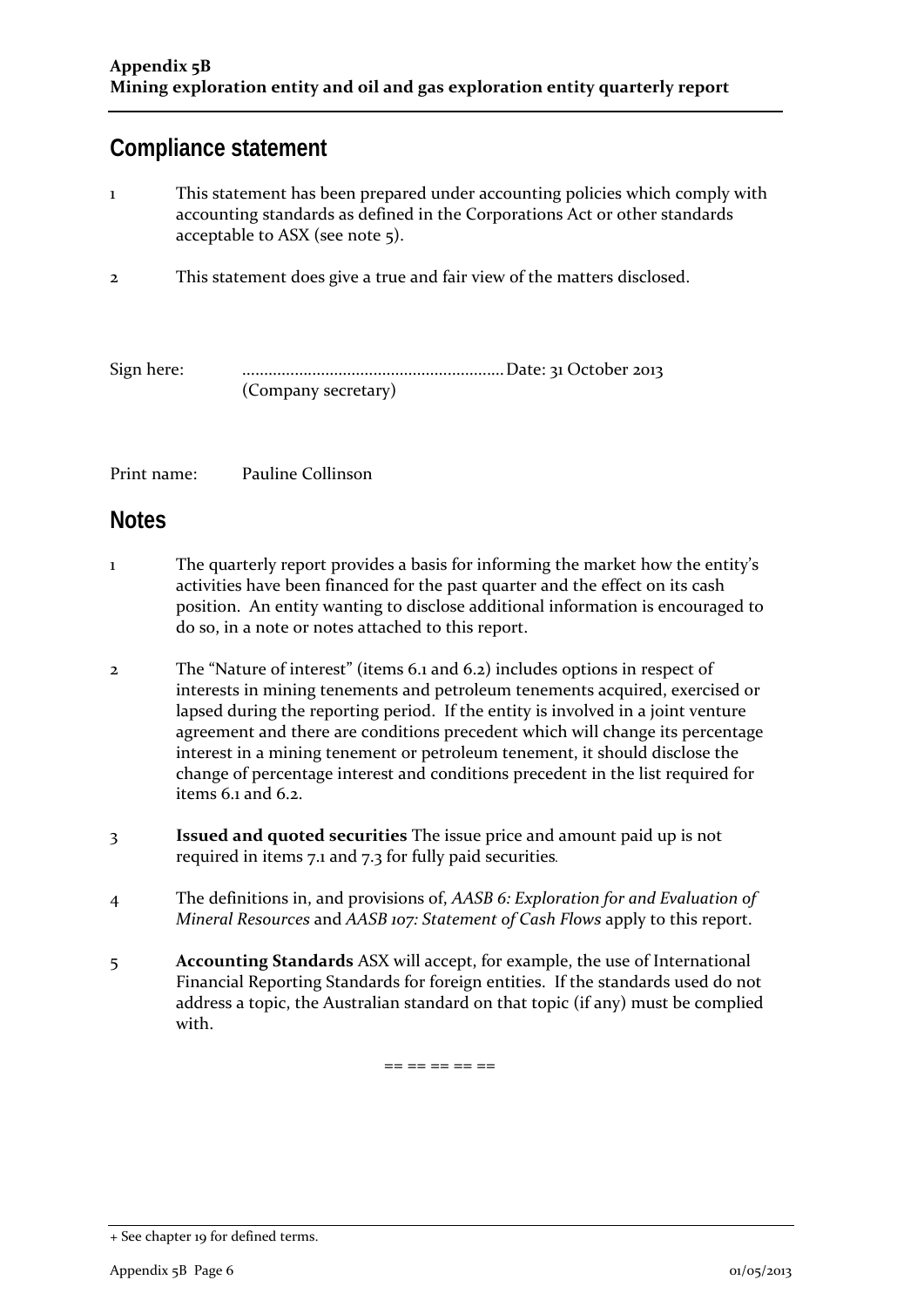## Compliance statement

1 This statement has been prepared under accounting policies which comply with accounting standards as defined in the Corporations Act or other standards acceptable to ASX (see note 5).

2 This statement does give a true and fair view of the matters disclosed.

Sign here: ............................................................ Date: 31 October 2013
(Company secretary)

Print name: Pauline Collinson

## Notes

1 The quarterly report provides a basis for informing the market how the entity's activities have been financed for the past quarter and the effect on its cash position. An entity wanting to disclose additional information is encouraged to do so, in a note or notes attached to this report.

2 The "Nature of interest" (items 6.1 and 6.2) includes options in respect of interests in mining tenements and petroleum tenements acquired, exercised or lapsed during the reporting period. If the entity is involved in a joint venture agreement and there are conditions precedent which will change its percentage interest in a mining tenement or petroleum tenement, it should disclose the change of percentage interest and conditions precedent in the list required for items 6.1 and 6.2.

3 **Issued and quoted securities** The issue price and amount paid up is not required in items 7.1 and 7.3 for fully paid securities.

4 The definitions in, and provisions of, *AASB 6: Exploration for and Evaluation of Mineral Resources* and *AASB 107: Statement of Cash Flows* apply to this report.

5 **Accounting Standards** ASX will accept, for example, the use of International Financial Reporting Standards for foreign entities. If the standards used do not address a topic, the Australian standard on that topic (if any) must be complied with.

== == == == ==

+ See chapter 19 for defined terms.